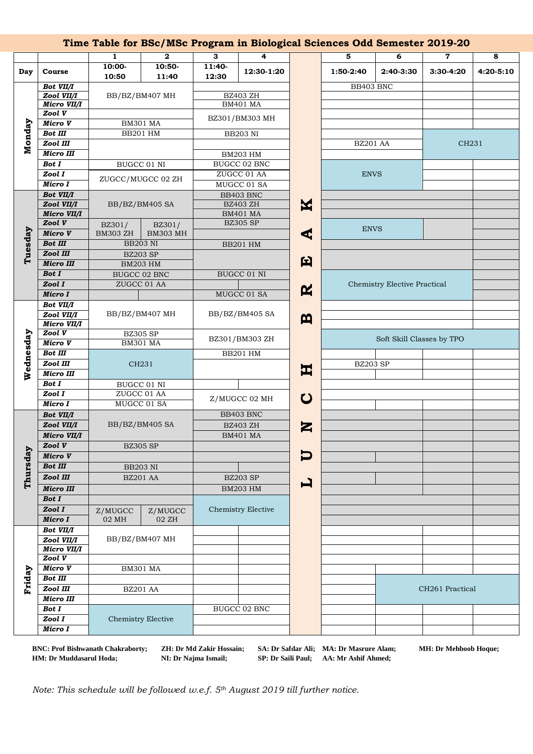# Time Table for BSc/MSc Program in Biological Sciences Odd Semester 2019-20

| | | 1 | 2 | 3 | 4 | | 5 | 6 | 7 | 8 |
|---|---|---|---|---|---|---|---|---|---|---|
| **Day** | **Course** | **10:00-10:50** | **10:50-11:40** | **11:40-12:30** | **12:30-1:20** | | **1:50-2:40** | **2:40-3:30** | **3:30-4:20** | **4:20-5:10** |
| **Monday** | *Bot VII/I* | BB/BZ/BM407 MH | | | | LUNCH BREAK | BB403 BNC | | | |
| | *Zool VII/I* | | | BZ403 ZH | | | | | | |
| | *Micro VII/I* | | | BM401 MA | | | | | | |
| | *Zool V* | | | BZ301/BM303 MH | | | | | | |
| | *Micro V* | BM301 MA | | | | | | | | |
| | *Bot III* | BB201 HM | | BB203 NI | | | | | CH231 | |
| | *Zool III* | | | | | | BZ201 AA | | | |
| | *Micro III* | | | BM203 HM | | | | | | |
| | *Bot I* | BUGCC 01 NI | | BUGCC 02 BNC | | | ENVS | | | |
| | *Zool I* | ZUGCC/MUGCC 02 ZH | | ZUGCC 01 AA | | | | | | |
| | *Micro I* | | | MUGCC 01 SA | | | | | | |
| **Tuesday** | *Bot VII/I* | BB/BZ/BM405 SA | | BB403 BNC | | | | | | |
| | *Zool VII/I* | | | BZ403 ZH | | | | | | |
| | *Micro VII/I* | | | BM401 MA | | | | | | |
| | *Zool V* | BZ301/ BM303 ZH | BZ301/ BM303 MH | BZ305 SP | | | ENVS | | | |
| | *Micro V* | | | | | | | | | |
| | *Bot III* | BB203 NI | | BB201 HM | | | | | | |
| | *Zool III* | BZ203 SP | | | | | | | | |
| | *Micro III* | BM203 HM | | | | | | | | |
| | *Bot I* | BUGCC 02 BNC | | BUGCC 01 NI | | | Chemistry Elective Practical | | | |
| | *Zool I* | ZUGCC 01 AA | | | | | | | | |
| | *Micro I* | | | MUGCC 01 SA | | | | | | |
| **Wednesday** | *Bot VII/I* | BB/BZ/BM407 MH | | BB/BZ/BM405 SA | | | | | | |
| | *Zool VII/I* | | | | | | | | | |
| | *Micro VII/I* | | | | | | | | | |
| | *Zool V* | BZ305 SP | | BZ301/BM303 ZH | | | Soft Skill Classes by TPO | | | |
| | *Micro V* | BM301 MA | | | | | | | | |
| | *Bot III* | CH231 | | BB201 HM | | | | | | |
| | *Zool III* | | | | | | BZ203 SP | | | |
| | *Micro III* | | | | | | | | | |
| | *Bot I* | BUGCC 01 NI | | | | | | | | |
| | *Zool I* | ZUGCC 01 AA | | Z/MUGCC 02 MH | | | | | | |
| | *Micro I* | MUGCC 01 SA | | | | | | | | |
| **Thursday** | *Bot VII/I* | BB/BZ/BM405 SA | | BB403 BNC | | | | | | |
| | *Zool VII/I* | | | BZ403 ZH | | | | | | |
| | *Micro VII/I* | | | BM401 MA | | | | | | |
| | *Zool V* | BZ305 SP | | | | | | | | |
| | *Micro V* | | | | | | | | | |
| | *Bot III* | BB203 NI | | | | | | | | |
| | *Zool III* | BZ201 AA | | BZ203 SP | | | | | | |
| | *Micro III* | | | BM203 HM | | | | | | |
| | *Bot I* | | | Chemistry Elective | | | | | | |
| | *Zool I* | Z/MUGCC 02 MH | Z/MUGCC 02 ZH | | | | | | | |
| | *Micro I* | | | | | | | | | |
| **Friday** | *Bot VII/I* | BB/BZ/BM407 MH | | | | | | | | |
| | *Zool VII/I* | | | | | | | | | |
| | *Micro VII/I* | | | | | | | | | |
| | *Zool V* | | | | | | | | | |
| | *Micro V* | BM301 MA | | | | | | | | |
| | *Bot III* | | | | | | | CH261 Practical | | |
| | *Zool III* | BZ201 AA | | | | | | | | |
| | *Micro III* | | | | | | | | | |
| | *Bot I* | Chemistry Elective | | BUGCC 02 BNC | | | | | | |
| | *Zool I* | | | | | | | | | |
| | *Micro I* | | | | | | | | | |

**BNC: Prof Bishwanath Chakraborty; ZH: Dr Md Zakir Hossain; SA: Dr Safdar Ali; MA: Dr Masrure Alam; MH: Dr Mehboob Hoque; HM: Dr Muddasarul Hoda; NI: Dr Najma Ismail; SP: Dr Saili Paul; AA: Mr Ashif Ahmed;**

*Note: This schedule will be followed w.e.f. 5th August 2019 till further notice.*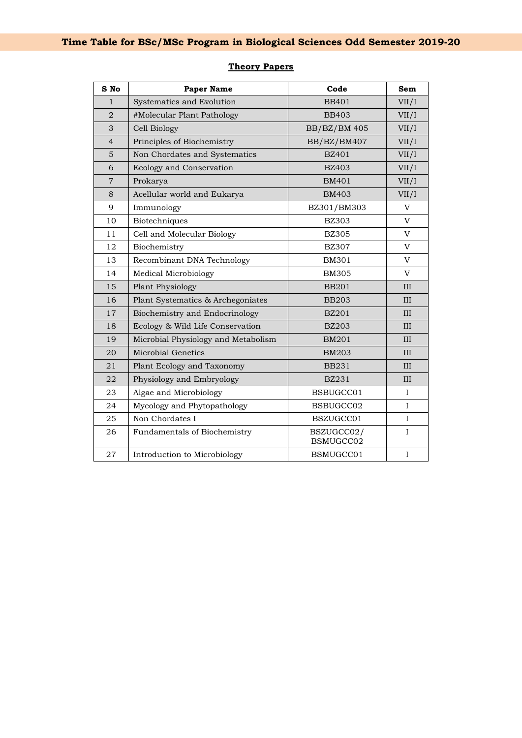# Time Table for BSc/MSc Program in Biological Sciences Odd Semester 2019-20

## Theory Papers

| S No | Paper Name | Code | Sem |
|---|---|---|---|
| 1 | Systematics and Evolution | BB401 | VII/I |
| 2 | #Molecular Plant Pathology | BB403 | VII/I |
| 3 | Cell Biology | BB/BZ/BM 405 | VII/I |
| 4 | Principles of Biochemistry | BB/BZ/BM407 | VII/I |
| 5 | Non Chordates and Systematics | BZ401 | VII/I |
| 6 | Ecology and Conservation | BZ403 | VII/I |
| 7 | Prokarya | BM401 | VII/I |
| 8 | Acellular world and Eukarya | BM403 | VII/I |
| 9 | Immunology | BZ301/BM303 | V |
| 10 | Biotechniques | BZ303 | V |
| 11 | Cell and Molecular Biology | BZ305 | V |
| 12 | Biochemistry | BZ307 | V |
| 13 | Recombinant DNA Technology | BM301 | V |
| 14 | Medical Microbiology | BM305 | V |
| 15 | Plant Physiology | BB201 | III |
| 16 | Plant Systematics & Archegoniates | BB203 | III |
| 17 | Biochemistry and Endocrinology | BZ201 | III |
| 18 | Ecology & Wild Life Conservation | BZ203 | III |
| 19 | Microbial Physiology and Metabolism | BM201 | III |
| 20 | Microbial Genetics | BM203 | III |
| 21 | Plant Ecology and Taxonomy | BB231 | III |
| 22 | Physiology and Embryology | BZ231 | III |
| 23 | Algae and Microbiology | BSBUGCC01 | I |
| 24 | Mycology and Phytopathology | BSBUGCC02 | I |
| 25 | Non Chordates I | BSZUGCC01 | I |
| 26 | Fundamentals of Biochemistry | BSZUGCC02/ BSMUGCC02 | I |
| 27 | Introduction to Microbiology | BSMUGCC01 | I |